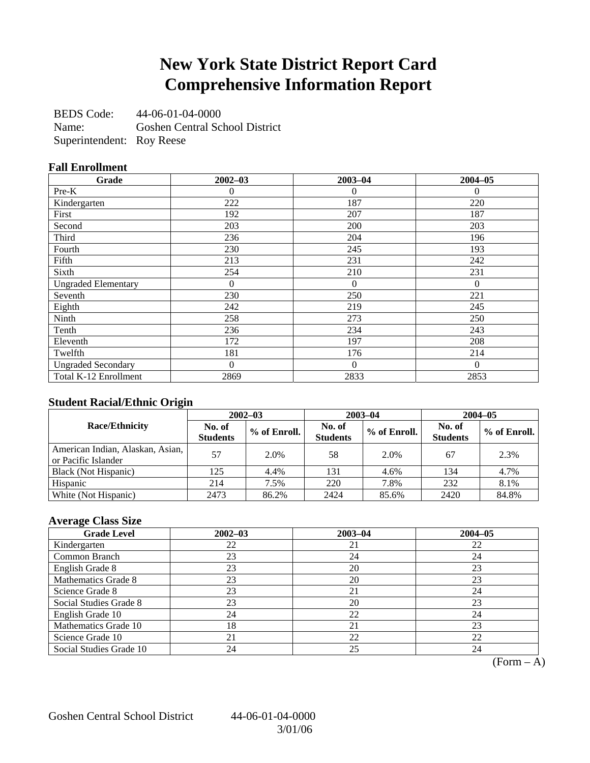# New York State District Report Card Comprehensive Information Report

BEDS Code: 44-06-01-04-0000
Name: Goshen Central School District
Superintendent: Roy Reese

### Fall Enrollment

| Grade | 2002–03 | 2003–04 | 2004–05 |
|---|---|---|---|
| Pre-K | 0 | 0 | 0 |
| Kindergarten | 222 | 187 | 220 |
| First | 192 | 207 | 187 |
| Second | 203 | 200 | 203 |
| Third | 236 | 204 | 196 |
| Fourth | 230 | 245 | 193 |
| Fifth | 213 | 231 | 242 |
| Sixth | 254 | 210 | 231 |
| Ungraded Elementary | 0 | 0 | 0 |
| Seventh | 230 | 250 | 221 |
| Eighth | 242 | 219 | 245 |
| Ninth | 258 | 273 | 250 |
| Tenth | 236 | 234 | 243 |
| Eleventh | 172 | 197 | 208 |
| Twelfth | 181 | 176 | 214 |
| Ungraded Secondary | 0 | 0 | 0 |
| Total K-12 Enrollment | 2869 | 2833 | 2853 |

### Student Racial/Ethnic Origin

| Race/Ethnicity | 2002–03 | | 2003–04 | | 2004–05 | |
|---|---|---|---|---|---|---|
| | No. of Students | % of Enroll. | No. of Students | % of Enroll. | No. of Students | % of Enroll. |
| American Indian, Alaskan, Asian, or Pacific Islander | 57 | 2.0% | 58 | 2.0% | 67 | 2.3% |
| Black (Not Hispanic) | 125 | 4.4% | 131 | 4.6% | 134 | 4.7% |
| Hispanic | 214 | 7.5% | 220 | 7.8% | 232 | 8.1% |
| White (Not Hispanic) | 2473 | 86.2% | 2424 | 85.6% | 2420 | 84.8% |

### Average Class Size

| Grade Level | 2002–03 | 2003–04 | 2004–05 |
|---|---|---|---|
| Kindergarten | 22 | 21 | 22 |
| Common Branch | 23 | 24 | 24 |
| English Grade 8 | 23 | 20 | 23 |
| Mathematics Grade 8 | 23 | 20 | 23 |
| Science Grade 8 | 23 | 21 | 24 |
| Social Studies Grade 8 | 23 | 20 | 23 |
| English Grade 10 | 24 | 22 | 24 |
| Mathematics Grade 10 | 18 | 21 | 23 |
| Science Grade 10 | 21 | 22 | 22 |
| Social Studies Grade 10 | 24 | 25 | 24 |

(Form – A)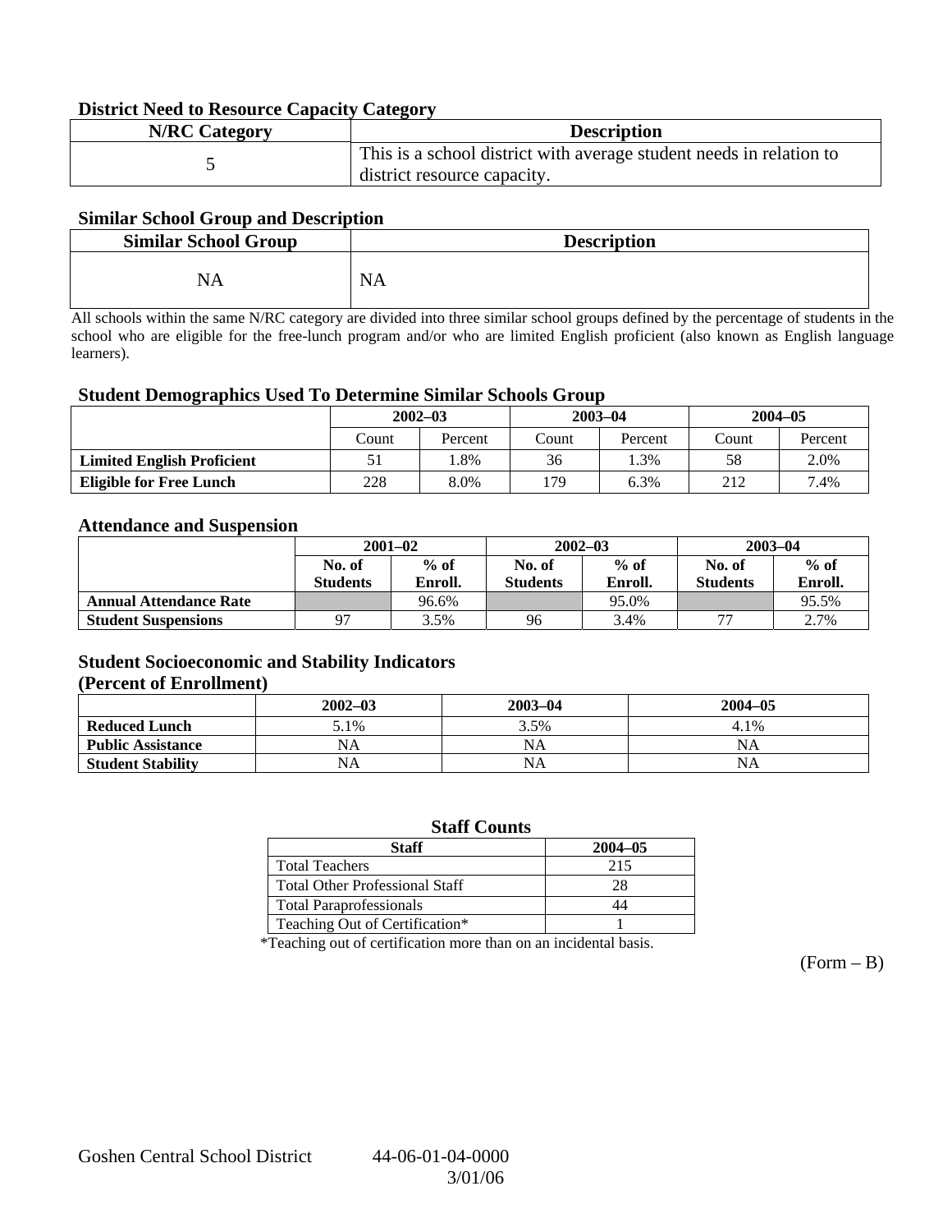### District Need to Resource Capacity Category

| N/RC Category | Description |
| --- | --- |
| 5 | This is a school district with average student needs in relation to district resource capacity. |

### Similar School Group and Description

| Similar School Group | Description |
| --- | --- |
| NA | NA |

All schools within the same N/RC category are divided into three similar school groups defined by the percentage of students in the school who are eligible for the free-lunch program and/or who are limited English proficient (also known as English language learners).

### Student Demographics Used To Determine Similar Schools Group

| | 2002–03 | | 2003–04 | | 2004–05 | |
| --- | --- | --- | --- | --- | --- | --- |
| | Count | Percent | Count | Percent | Count | Percent |
| **Limited English Proficient** | 51 | 1.8% | 36 | 1.3% | 58 | 2.0% |
| **Eligible for Free Lunch** | 228 | 8.0% | 179 | 6.3% | 212 | 7.4% |

### Attendance and Suspension

| | 2001–02 | | 2002–03 | | 2003–04 | |
| --- | --- | --- | --- | --- | --- | --- |
| | No. of Students | % of Enroll. | No. of Students | % of Enroll. | No. of Students | % of Enroll. |
| **Annual Attendance Rate** | | 96.6% | | 95.0% | | 95.5% |
| **Student Suspensions** | 97 | 3.5% | 96 | 3.4% | 77 | 2.7% |

### Student Socioeconomic and Stability Indicators (Percent of Enrollment)

| | 2002–03 | 2003–04 | 2004–05 |
| --- | --- | --- | --- |
| **Reduced Lunch** | 5.1% | 3.5% | 4.1% |
| **Public Assistance** | NA | NA | NA |
| **Student Stability** | NA | NA | NA |

### Staff Counts

| Staff | 2004–05 |
| --- | --- |
| Total Teachers | 215 |
| Total Other Professional Staff | 28 |
| Total Paraprofessionals | 44 |
| Teaching Out of Certification* | 1 |

*Teaching out of certification more than on an incidental basis.

(Form – B)

Goshen Central School District 44-06-01-04-0000
3/01/06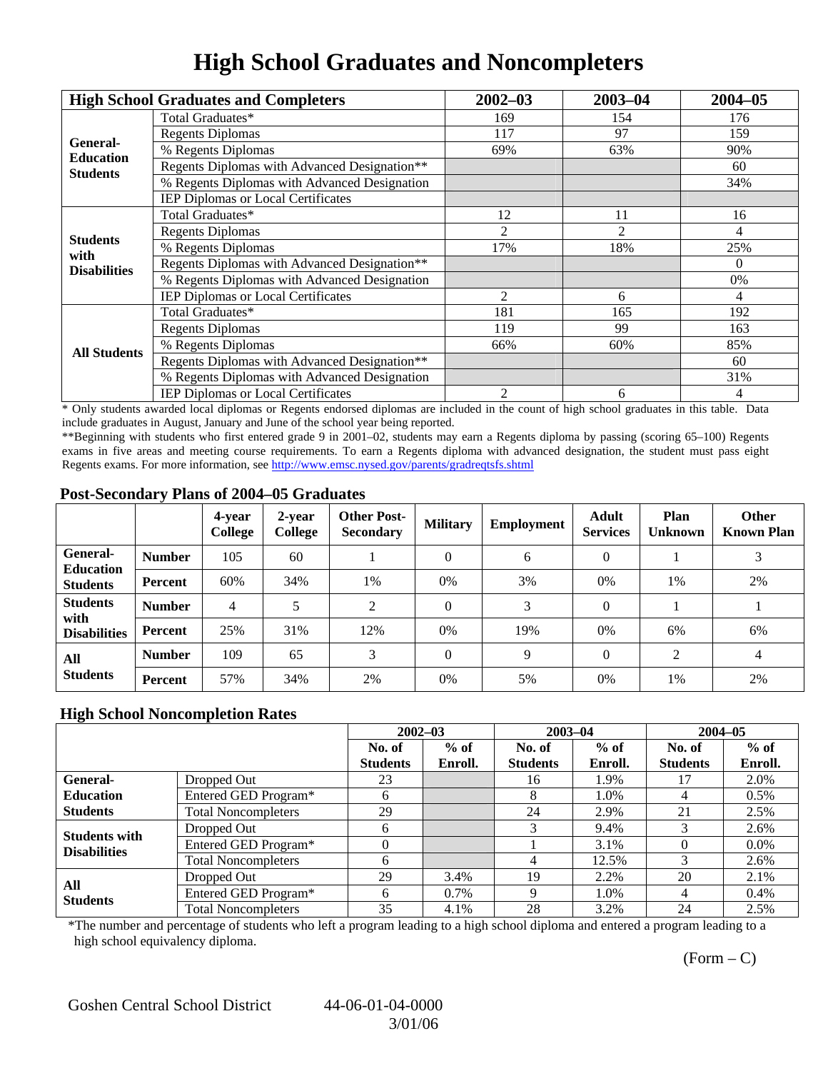# High School Graduates and Noncompleters

| High School Graduates and Completers | | 2002–03 | 2003–04 | 2004–05 |
|---|---|---|---|---|
| General-Education Students | Total Graduates* | 169 | 154 | 176 |
| | Regents Diplomas | 117 | 97 | 159 |
| | % Regents Diplomas | 69% | 63% | 90% |
| | Regents Diplomas with Advanced Designation** | | | 60 |
| | % Regents Diplomas with Advanced Designation | | | 34% |
| | IEP Diplomas or Local Certificates | | | |
| Students with Disabilities | Total Graduates* | 12 | 11 | 16 |
| | Regents Diplomas | 2 | 2 | 4 |
| | % Regents Diplomas | 17% | 18% | 25% |
| | Regents Diplomas with Advanced Designation** | | | 0 |
| | % Regents Diplomas with Advanced Designation | | | 0% |
| | IEP Diplomas or Local Certificates | 2 | 6 | 4 |
| All Students | Total Graduates* | 181 | 165 | 192 |
| | Regents Diplomas | 119 | 99 | 163 |
| | % Regents Diplomas | 66% | 60% | 85% |
| | Regents Diplomas with Advanced Designation** | | | 60 |
| | % Regents Diplomas with Advanced Designation | | | 31% |
| | IEP Diplomas or Local Certificates | 2 | 6 | 4 |

* Only students awarded local diplomas or Regents endorsed diplomas are included in the count of high school graduates in this table. Data include graduates in August, January and June of the school year being reported.

**Beginning with students who first entered grade 9 in 2001–02, students may earn a Regents diploma by passing (scoring 65–100) Regents exams in five areas and meeting course requirements. To earn a Regents diploma with advanced designation, the student must pass eight Regents exams. For more information, see http://www.emsc.nysed.gov/parents/gradreqtsfs.shtml

## Post-Secondary Plans of 2004–05 Graduates

| | | 4-year College | 2-year College | Other Post-Secondary | Military | Employment | Adult Services | Plan Unknown | Other Known Plan |
|---|---|---|---|---|---|---|---|---|---|
| General-Education Students | Number | 105 | 60 | 1 | 0 | 6 | 0 | 1 | 3 |
| | Percent | 60% | 34% | 1% | 0% | 3% | 0% | 1% | 2% |
| Students with Disabilities | Number | 4 | 5 | 2 | 0 | 3 | 0 | 1 | 1 |
| | Percent | 25% | 31% | 12% | 0% | 19% | 0% | 6% | 6% |
| All Students | Number | 109 | 65 | 3 | 0 | 9 | 0 | 2 | 4 |
| | Percent | 57% | 34% | 2% | 0% | 5% | 0% | 1% | 2% |

## High School Noncompletion Rates

| | | 2002–03 | | 2003–04 | | 2004–05 | |
|---|---|---|---|---|---|---|---|
| | | No. of Students | % of Enroll. | No. of Students | % of Enroll. | No. of Students | % of Enroll. |
| General-Education Students | Dropped Out | 23 | | 16 | 1.9% | 17 | 2.0% |
| | Entered GED Program* | 6 | | 8 | 1.0% | 4 | 0.5% |
| | Total Noncompleters | 29 | | 24 | 2.9% | 21 | 2.5% |
| Students with Disabilities | Dropped Out | 6 | | 3 | 9.4% | 3 | 2.6% |
| | Entered GED Program* | 0 | | 1 | 3.1% | 0 | 0.0% |
| | Total Noncompleters | 6 | | 4 | 12.5% | 3 | 2.6% |
| All Students | Dropped Out | 29 | 3.4% | 19 | 2.2% | 20 | 2.1% |
| | Entered GED Program* | 6 | 0.7% | 9 | 1.0% | 4 | 0.4% |
| | Total Noncompleters | 35 | 4.1% | 28 | 3.2% | 24 | 2.5% |

*The number and percentage of students who left a program leading to a high school diploma and entered a program leading to a high school equivalency diploma.

(Form – C)

Goshen Central School District 44-06-01-04-0000 3/01/06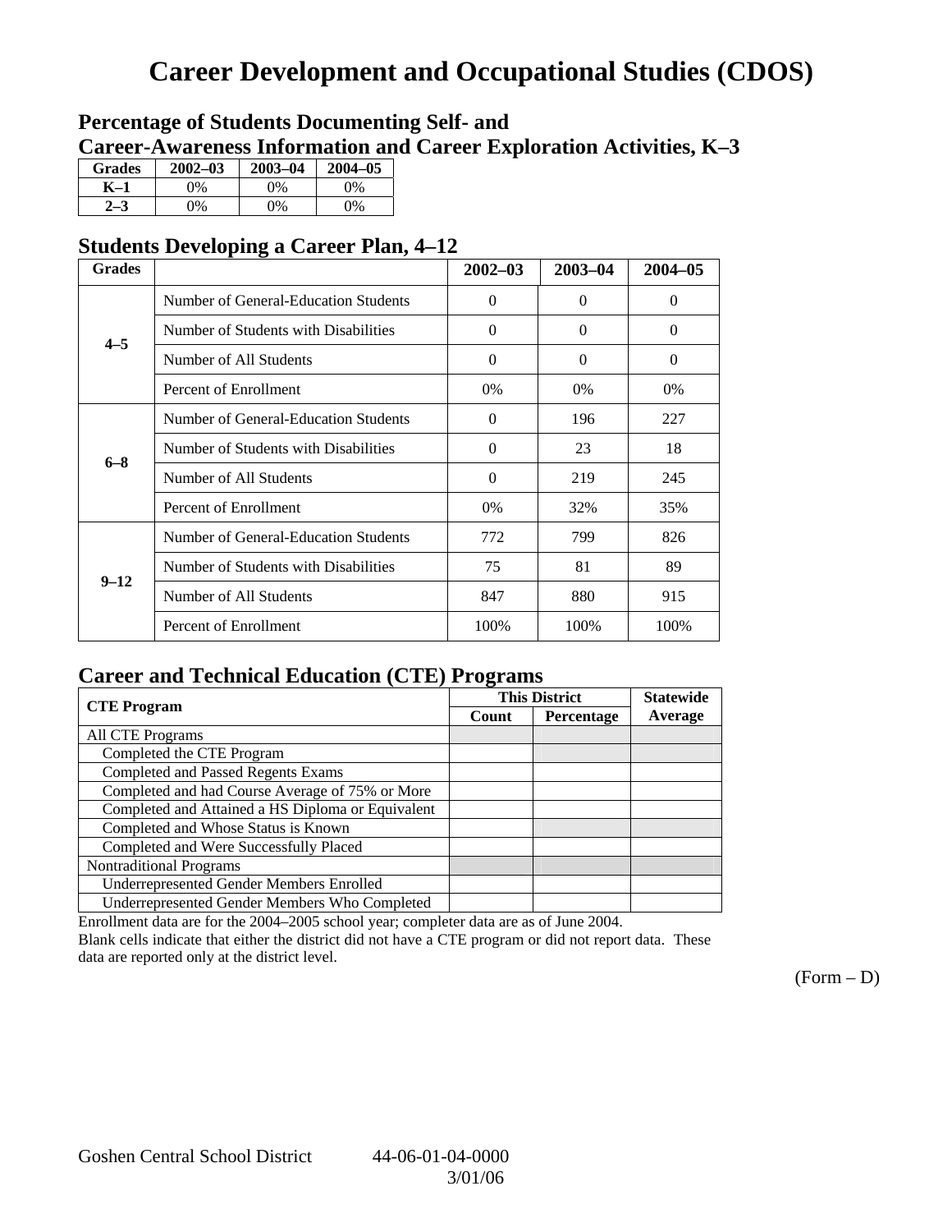# Career Development and Occupational Studies (CDOS)

## Percentage of Students Documenting Self- and Career-Awareness Information and Career Exploration Activities, K–3

| Grades | 2002–03 | 2003–04 | 2004–05 |
|---|---|---|---|
| K–1 | 0% | 0% | 0% |
| 2–3 | 0% | 0% | 0% |

## Students Developing a Career Plan, 4–12

| Grades | | 2002–03 | 2003–04 | 2004–05 |
|---|---|---|---|---|
| 4–5 | Number of General-Education Students | 0 | 0 | 0 |
| | Number of Students with Disabilities | 0 | 0 | 0 |
| | Number of All Students | 0 | 0 | 0 |
| | Percent of Enrollment | 0% | 0% | 0% |
| 6–8 | Number of General-Education Students | 0 | 196 | 227 |
| | Number of Students with Disabilities | 0 | 23 | 18 |
| | Number of All Students | 0 | 219 | 245 |
| | Percent of Enrollment | 0% | 32% | 35% |
| 9–12 | Number of General-Education Students | 772 | 799 | 826 |
| | Number of Students with Disabilities | 75 | 81 | 89 |
| | Number of All Students | 847 | 880 | 915 |
| | Percent of Enrollment | 100% | 100% | 100% |

## Career and Technical Education (CTE) Programs

| CTE Program | This District | | Statewide Average |
|---|---|---|---|
| | Count | Percentage | |
| All CTE Programs | | | |
| Completed the CTE Program | | | |
| Completed and Passed Regents Exams | | | |
| Completed and had Course Average of 75% or More | | | |
| Completed and Attained a HS Diploma or Equivalent | | | |
| Completed and Whose Status is Known | | | |
| Completed and Were Successfully Placed | | | |
| Nontraditional Programs | | | |
| Underrepresented Gender Members Enrolled | | | |
| Underrepresented Gender Members Who Completed | | | |

Enrollment data are for the 2004–2005 school year; completer data are as of June 2004.

Blank cells indicate that either the district did not have a CTE program or did not report data. These data are reported only at the district level.

(Form – D)

Goshen Central School District 44-06-01-04-0000
3/01/06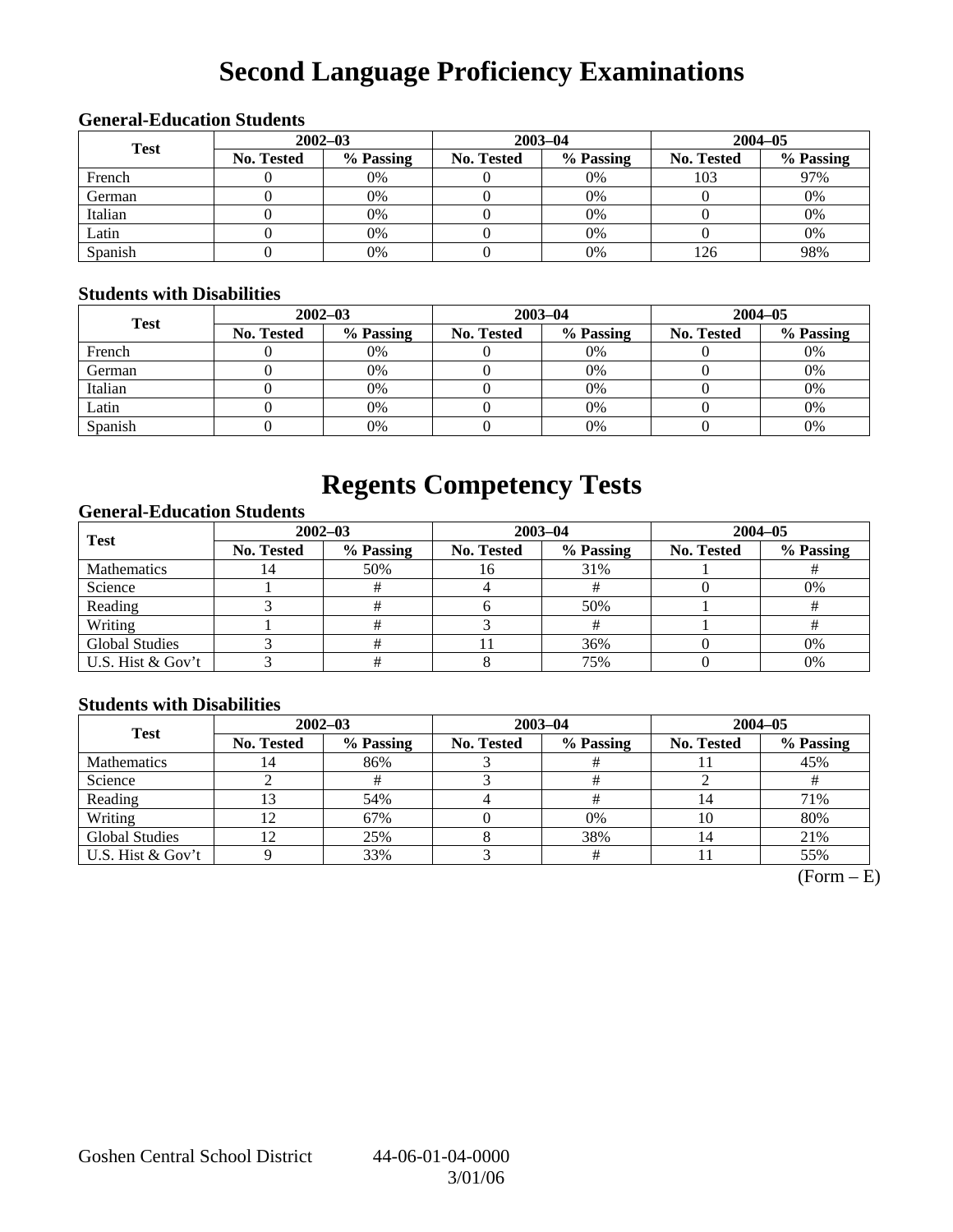# Second Language Proficiency Examinations

### General-Education Students

| Test | 2002–03 | | 2003–04 | | 2004–05 | |
|---|---|---|---|---|---|---|
| | No. Tested | % Passing | No. Tested | % Passing | No. Tested | % Passing |
| French | 0 | 0% | 0 | 0% | 103 | 97% |
| German | 0 | 0% | 0 | 0% | 0 | 0% |
| Italian | 0 | 0% | 0 | 0% | 0 | 0% |
| Latin | 0 | 0% | 0 | 0% | 0 | 0% |
| Spanish | 0 | 0% | 0 | 0% | 126 | 98% |

### Students with Disabilities

| Test | 2002–03 | | 2003–04 | | 2004–05 | |
|---|---|---|---|---|---|---|
| | No. Tested | % Passing | No. Tested | % Passing | No. Tested | % Passing |
| French | 0 | 0% | 0 | 0% | 0 | 0% |
| German | 0 | 0% | 0 | 0% | 0 | 0% |
| Italian | 0 | 0% | 0 | 0% | 0 | 0% |
| Latin | 0 | 0% | 0 | 0% | 0 | 0% |
| Spanish | 0 | 0% | 0 | 0% | 0 | 0% |

# Regents Competency Tests

### General-Education Students

| Test | 2002–03 | | 2003–04 | | 2004–05 | |
|---|---|---|---|---|---|---|
| | No. Tested | % Passing | No. Tested | % Passing | No. Tested | % Passing |
| Mathematics | 14 | 50% | 16 | 31% | 1 | # |
| Science | 1 | # | 4 | # | 0 | 0% |
| Reading | 3 | # | 6 | 50% | 1 | # |
| Writing | 1 | # | 3 | # | 1 | # |
| Global Studies | 3 | # | 11 | 36% | 0 | 0% |
| U.S. Hist & Gov't | 3 | # | 8 | 75% | 0 | 0% |

### Students with Disabilities

| Test | 2002–03 | | 2003–04 | | 2004–05 | |
|---|---|---|---|---|---|---|
| | No. Tested | % Passing | No. Tested | % Passing | No. Tested | % Passing |
| Mathematics | 14 | 86% | 3 | # | 11 | 45% |
| Science | 2 | # | 3 | # | 2 | # |
| Reading | 13 | 54% | 4 | # | 14 | 71% |
| Writing | 12 | 67% | 0 | 0% | 10 | 80% |
| Global Studies | 12 | 25% | 8 | 38% | 14 | 21% |
| U.S. Hist & Gov't | 9 | 33% | 3 | # | 11 | 55% |

(Form – E)

Goshen Central School District 44-06-01-04-0000
3/01/06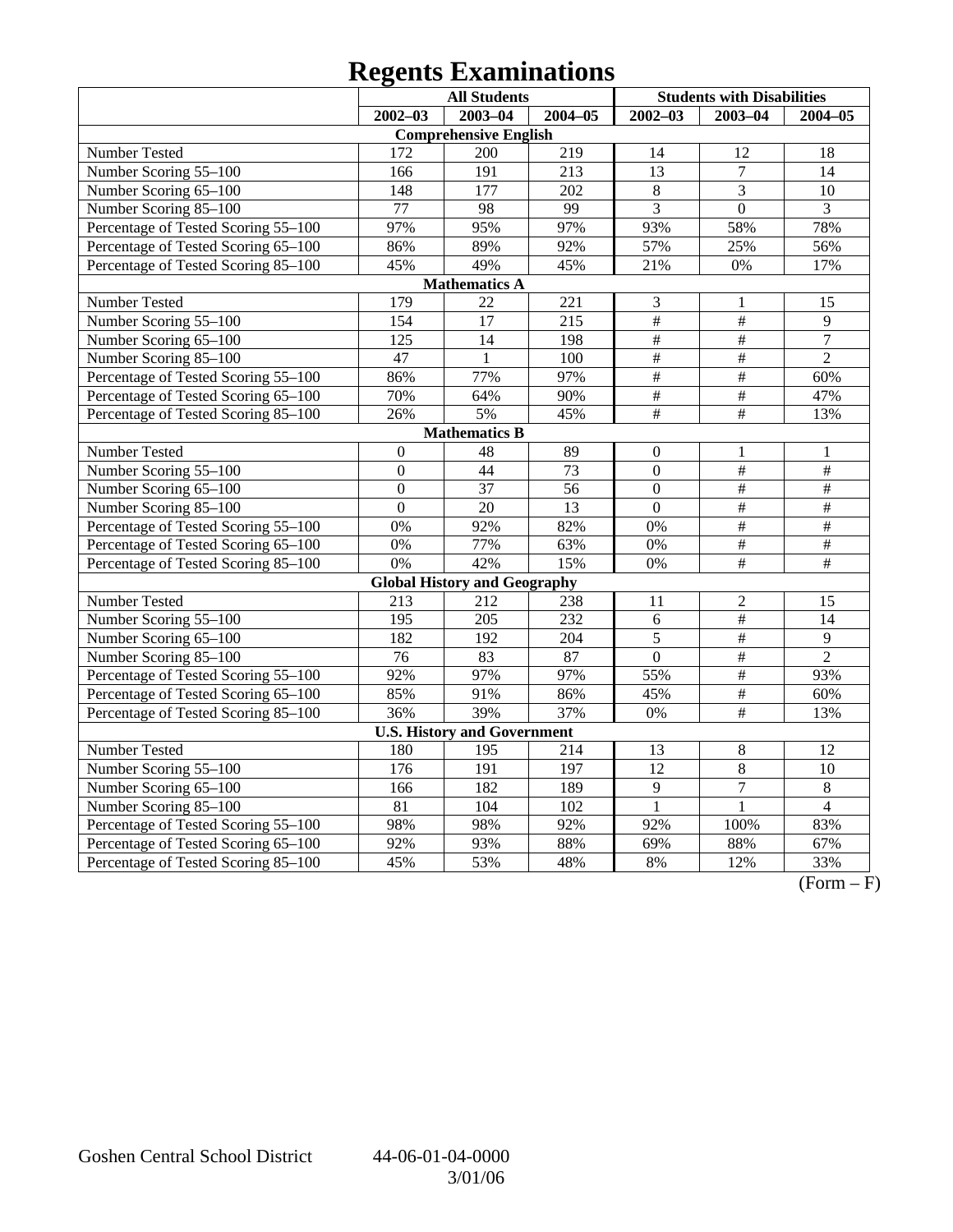# Regents Examinations

| | All Students | | | Students with Disabilities | | |
|---|---|---|---|---|---|---|
| | 2002–03 | 2003–04 | 2004–05 | 2002–03 | 2003–04 | 2004–05 |
| **Comprehensive English** | | | | | | |
| Number Tested | 172 | 200 | 219 | 14 | 12 | 18 |
| Number Scoring 55–100 | 166 | 191 | 213 | 13 | 7 | 14 |
| Number Scoring 65–100 | 148 | 177 | 202 | 8 | 3 | 10 |
| Number Scoring 85–100 | 77 | 98 | 99 | 3 | 0 | 3 |
| Percentage of Tested Scoring 55–100 | 97% | 95% | 97% | 93% | 58% | 78% |
| Percentage of Tested Scoring 65–100 | 86% | 89% | 92% | 57% | 25% | 56% |
| Percentage of Tested Scoring 85–100 | 45% | 49% | 45% | 21% | 0% | 17% |
| **Mathematics A** | | | | | | |
| Number Tested | 179 | 22 | 221 | 3 | 1 | 15 |
| Number Scoring 55–100 | 154 | 17 | 215 | # | # | 9 |
| Number Scoring 65–100 | 125 | 14 | 198 | # | # | 7 |
| Number Scoring 85–100 | 47 | 1 | 100 | # | # | 2 |
| Percentage of Tested Scoring 55–100 | 86% | 77% | 97% | # | # | 60% |
| Percentage of Tested Scoring 65–100 | 70% | 64% | 90% | # | # | 47% |
| Percentage of Tested Scoring 85–100 | 26% | 5% | 45% | # | # | 13% |
| **Mathematics B** | | | | | | |
| Number Tested | 0 | 48 | 89 | 0 | 1 | 1 |
| Number Scoring 55–100 | 0 | 44 | 73 | 0 | # | # |
| Number Scoring 65–100 | 0 | 37 | 56 | 0 | # | # |
| Number Scoring 85–100 | 0 | 20 | 13 | 0 | # | # |
| Percentage of Tested Scoring 55–100 | 0% | 92% | 82% | 0% | # | # |
| Percentage of Tested Scoring 65–100 | 0% | 77% | 63% | 0% | # | # |
| Percentage of Tested Scoring 85–100 | 0% | 42% | 15% | 0% | # | # |
| **Global History and Geography** | | | | | | |
| Number Tested | 213 | 212 | 238 | 11 | 2 | 15 |
| Number Scoring 55–100 | 195 | 205 | 232 | 6 | # | 14 |
| Number Scoring 65–100 | 182 | 192 | 204 | 5 | # | 9 |
| Number Scoring 85–100 | 76 | 83 | 87 | 0 | # | 2 |
| Percentage of Tested Scoring 55–100 | 92% | 97% | 97% | 55% | # | 93% |
| Percentage of Tested Scoring 65–100 | 85% | 91% | 86% | 45% | # | 60% |
| Percentage of Tested Scoring 85–100 | 36% | 39% | 37% | 0% | # | 13% |
| **U.S. History and Government** | | | | | | |
| Number Tested | 180 | 195 | 214 | 13 | 8 | 12 |
| Number Scoring 55–100 | 176 | 191 | 197 | 12 | 8 | 10 |
| Number Scoring 65–100 | 166 | 182 | 189 | 9 | 7 | 8 |
| Number Scoring 85–100 | 81 | 104 | 102 | 1 | 1 | 4 |
| Percentage of Tested Scoring 55–100 | 98% | 98% | 92% | 92% | 100% | 83% |
| Percentage of Tested Scoring 65–100 | 92% | 93% | 88% | 69% | 88% | 67% |
| Percentage of Tested Scoring 85–100 | 45% | 53% | 48% | 8% | 12% | 33% |

(Form – F)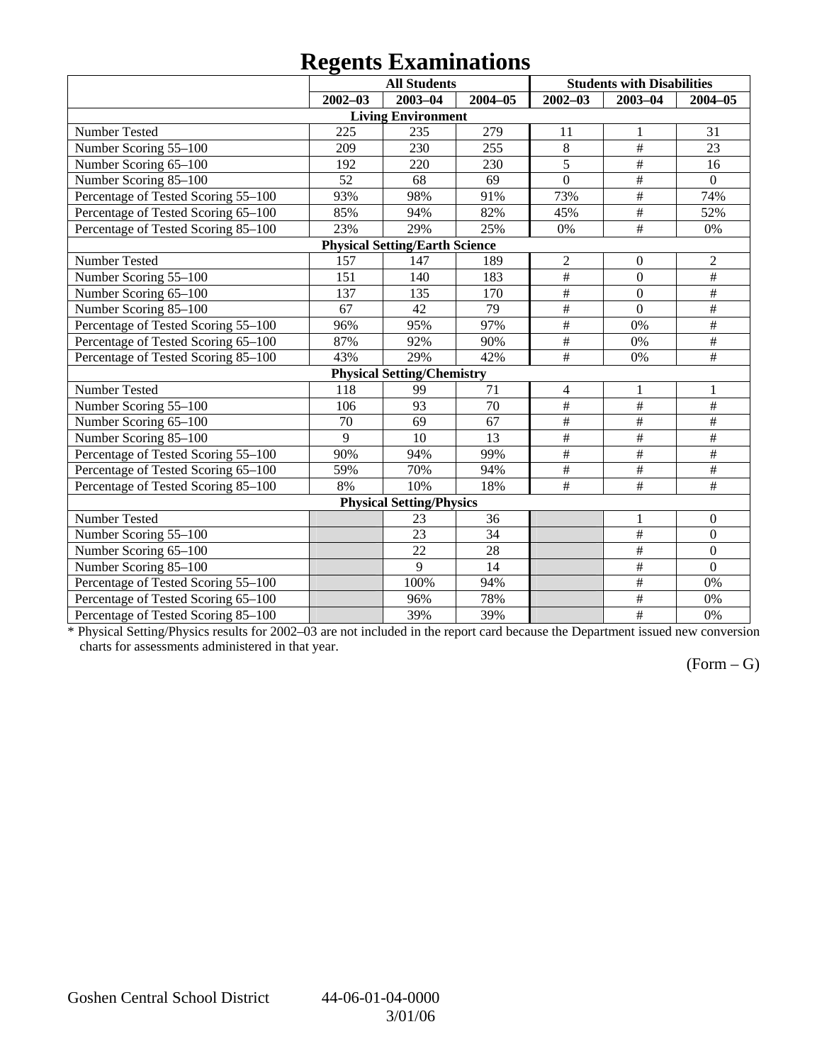# Regents Examinations

| | All Students | | | Students with Disabilities | | |
|---|---|---|---|---|---|---|
| | 2002–03 | 2003–04 | 2004–05 | 2002–03 | 2003–04 | 2004–05 |
| **Living Environment** | | | | | | |
| Number Tested | 225 | 235 | 279 | 11 | 1 | 31 |
| Number Scoring 55–100 | 209 | 230 | 255 | 8 | # | 23 |
| Number Scoring 65–100 | 192 | 220 | 230 | 5 | # | 16 |
| Number Scoring 85–100 | 52 | 68 | 69 | 0 | # | 0 |
| Percentage of Tested Scoring 55–100 | 93% | 98% | 91% | 73% | # | 74% |
| Percentage of Tested Scoring 65–100 | 85% | 94% | 82% | 45% | # | 52% |
| Percentage of Tested Scoring 85–100 | 23% | 29% | 25% | 0% | # | 0% |
| **Physical Setting/Earth Science** | | | | | | |
| Number Tested | 157 | 147 | 189 | 2 | 0 | 2 |
| Number Scoring 55–100 | 151 | 140 | 183 | # | 0 | # |
| Number Scoring 65–100 | 137 | 135 | 170 | # | 0 | # |
| Number Scoring 85–100 | 67 | 42 | 79 | # | 0 | # |
| Percentage of Tested Scoring 55–100 | 96% | 95% | 97% | # | 0% | # |
| Percentage of Tested Scoring 65–100 | 87% | 92% | 90% | # | 0% | # |
| Percentage of Tested Scoring 85–100 | 43% | 29% | 42% | # | 0% | # |
| **Physical Setting/Chemistry** | | | | | | |
| Number Tested | 118 | 99 | 71 | 4 | 1 | 1 |
| Number Scoring 55–100 | 106 | 93 | 70 | # | # | # |
| Number Scoring 65–100 | 70 | 69 | 67 | # | # | # |
| Number Scoring 85–100 | 9 | 10 | 13 | # | # | # |
| Percentage of Tested Scoring 55–100 | 90% | 94% | 99% | # | # | # |
| Percentage of Tested Scoring 65–100 | 59% | 70% | 94% | # | # | # |
| Percentage of Tested Scoring 85–100 | 8% | 10% | 18% | # | # | # |
| **Physical Setting/Physics** | | | | | | |
| Number Tested | | 23 | 36 | | 1 | 0 |
| Number Scoring 55–100 | | 23 | 34 | | # | 0 |
| Number Scoring 65–100 | | 22 | 28 | | # | 0 |
| Number Scoring 85–100 | | 9 | 14 | | # | 0 |
| Percentage of Tested Scoring 55–100 | | 100% | 94% | | # | 0% |
| Percentage of Tested Scoring 65–100 | | 96% | 78% | | # | 0% |
| Percentage of Tested Scoring 85–100 | | 39% | 39% | | # | 0% |

* Physical Setting/Physics results for 2002–03 are not included in the report card because the Department issued new conversion charts for assessments administered in that year.

(Form – G)

Goshen Central School District 44-06-01-04-0000 3/01/06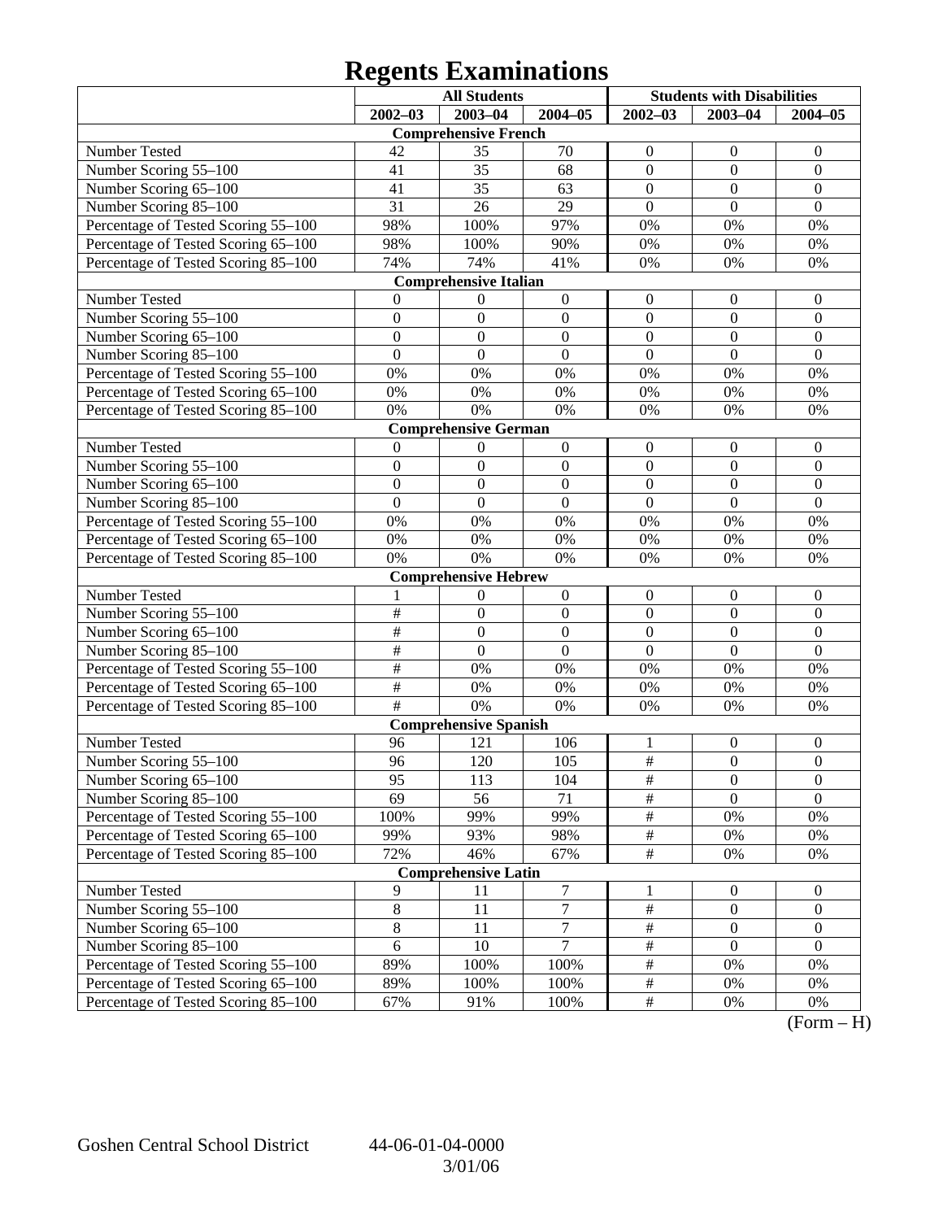# Regents Examinations

| | All Students | | | Students with Disabilities | | |
|---|---|---|---|---|---|---|
| | 2002–03 | 2003–04 | 2004–05 | 2002–03 | 2003–04 | 2004–05 |
| **Comprehensive French** | | | | | | |
| Number Tested | 42 | 35 | 70 | 0 | 0 | 0 |
| Number Scoring 55–100 | 41 | 35 | 68 | 0 | 0 | 0 |
| Number Scoring 65–100 | 41 | 35 | 63 | 0 | 0 | 0 |
| Number Scoring 85–100 | 31 | 26 | 29 | 0 | 0 | 0 |
| Percentage of Tested Scoring 55–100 | 98% | 100% | 97% | 0% | 0% | 0% |
| Percentage of Tested Scoring 65–100 | 98% | 100% | 90% | 0% | 0% | 0% |
| Percentage of Tested Scoring 85–100 | 74% | 74% | 41% | 0% | 0% | 0% |
| **Comprehensive Italian** | | | | | | |
| Number Tested | 0 | 0 | 0 | 0 | 0 | 0 |
| Number Scoring 55–100 | 0 | 0 | 0 | 0 | 0 | 0 |
| Number Scoring 65–100 | 0 | 0 | 0 | 0 | 0 | 0 |
| Number Scoring 85–100 | 0 | 0 | 0 | 0 | 0 | 0 |
| Percentage of Tested Scoring 55–100 | 0% | 0% | 0% | 0% | 0% | 0% |
| Percentage of Tested Scoring 65–100 | 0% | 0% | 0% | 0% | 0% | 0% |
| Percentage of Tested Scoring 85–100 | 0% | 0% | 0% | 0% | 0% | 0% |
| **Comprehensive German** | | | | | | |
| Number Tested | 0 | 0 | 0 | 0 | 0 | 0 |
| Number Scoring 55–100 | 0 | 0 | 0 | 0 | 0 | 0 |
| Number Scoring 65–100 | 0 | 0 | 0 | 0 | 0 | 0 |
| Number Scoring 85–100 | 0 | 0 | 0 | 0 | 0 | 0 |
| Percentage of Tested Scoring 55–100 | 0% | 0% | 0% | 0% | 0% | 0% |
| Percentage of Tested Scoring 65–100 | 0% | 0% | 0% | 0% | 0% | 0% |
| Percentage of Tested Scoring 85–100 | 0% | 0% | 0% | 0% | 0% | 0% |
| **Comprehensive Hebrew** | | | | | | |
| Number Tested | 1 | 0 | 0 | 0 | 0 | 0 |
| Number Scoring 55–100 | # | 0 | 0 | 0 | 0 | 0 |
| Number Scoring 65–100 | # | 0 | 0 | 0 | 0 | 0 |
| Number Scoring 85–100 | # | 0 | 0 | 0 | 0 | 0 |
| Percentage of Tested Scoring 55–100 | # | 0% | 0% | 0% | 0% | 0% |
| Percentage of Tested Scoring 65–100 | # | 0% | 0% | 0% | 0% | 0% |
| Percentage of Tested Scoring 85–100 | # | 0% | 0% | 0% | 0% | 0% |
| **Comprehensive Spanish** | | | | | | |
| Number Tested | 96 | 121 | 106 | 1 | 0 | 0 |
| Number Scoring 55–100 | 96 | 120 | 105 | # | 0 | 0 |
| Number Scoring 65–100 | 95 | 113 | 104 | # | 0 | 0 |
| Number Scoring 85–100 | 69 | 56 | 71 | # | 0 | 0 |
| Percentage of Tested Scoring 55–100 | 100% | 99% | 99% | # | 0% | 0% |
| Percentage of Tested Scoring 65–100 | 99% | 93% | 98% | # | 0% | 0% |
| Percentage of Tested Scoring 85–100 | 72% | 46% | 67% | # | 0% | 0% |
| **Comprehensive Latin** | | | | | | |
| Number Tested | 9 | 11 | 7 | 1 | 0 | 0 |
| Number Scoring 55–100 | 8 | 11 | 7 | # | 0 | 0 |
| Number Scoring 65–100 | 8 | 11 | 7 | # | 0 | 0 |
| Number Scoring 85–100 | 6 | 10 | 7 | # | 0 | 0 |
| Percentage of Tested Scoring 55–100 | 89% | 100% | 100% | # | 0% | 0% |
| Percentage of Tested Scoring 65–100 | 89% | 100% | 100% | # | 0% | 0% |
| Percentage of Tested Scoring 85–100 | 67% | 91% | 100% | # | 0% | 0% |

(Form – H)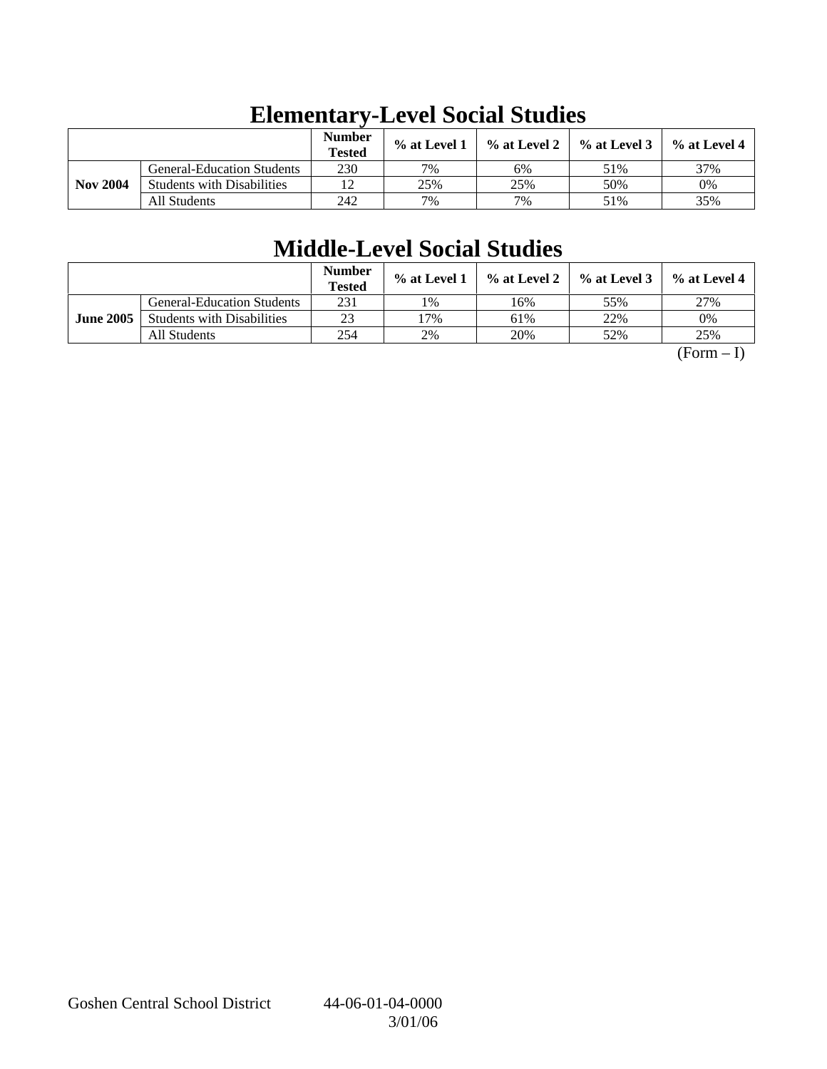# Elementary-Level Social Studies

| | | Number Tested | % at Level 1 | % at Level 2 | % at Level 3 | % at Level 4 |
|---|---|---|---|---|---|---|
| **Nov 2004** | General-Education Students | 230 | 7% | 6% | 51% | 37% |
| | Students with Disabilities | 12 | 25% | 25% | 50% | 0% |
| | All Students | 242 | 7% | 7% | 51% | 35% |

# Middle-Level Social Studies

| | | Number Tested | % at Level 1 | % at Level 2 | % at Level 3 | % at Level 4 |
|---|---|---|---|---|---|---|
| **June 2005** | General-Education Students | 231 | 1% | 16% | 55% | 27% |
| | Students with Disabilities | 23 | 17% | 61% | 22% | 0% |
| | All Students | 254 | 2% | 20% | 52% | 25% |

(Form – I)

Goshen Central School District 44-06-01-04-0000
3/01/06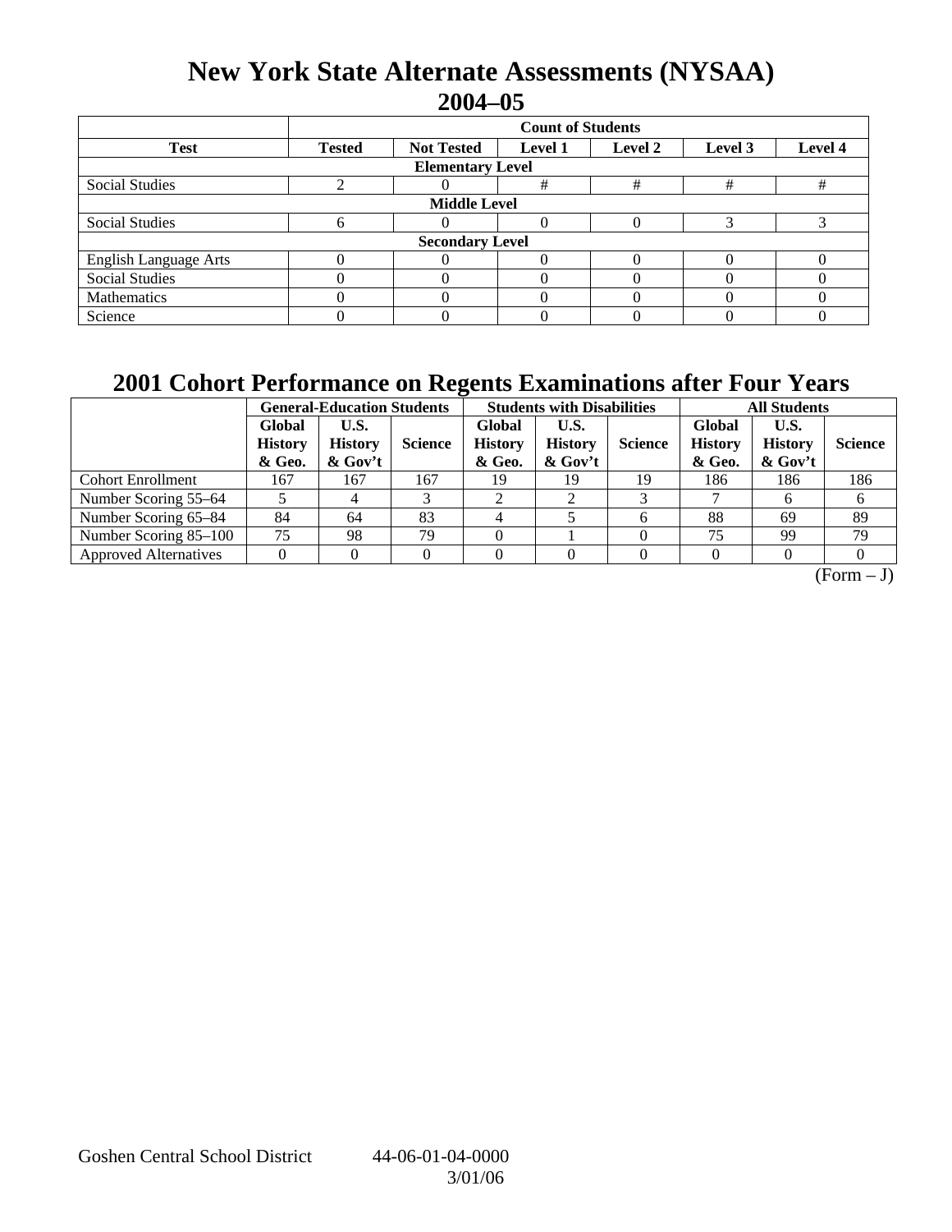# New York State Alternate Assessments (NYSAA)

## 2004–05

| | Count of Students | | | | | |
|---|---|---|---|---|---|---|
| **Test** | **Tested** | **Not Tested** | **Level 1** | **Level 2** | **Level 3** | **Level 4** |
| **Elementary Level** | | | | | | |
| Social Studies | 2 | 0 | # | # | # | # |
| **Middle Level** | | | | | | |
| Social Studies | 6 | 0 | 0 | 0 | 3 | 3 |
| **Secondary Level** | | | | | | |
| English Language Arts | 0 | 0 | 0 | 0 | 0 | 0 |
| Social Studies | 0 | 0 | 0 | 0 | 0 | 0 |
| Mathematics | 0 | 0 | 0 | 0 | 0 | 0 |
| Science | 0 | 0 | 0 | 0 | 0 | 0 |

## 2001 Cohort Performance on Regents Examinations after Four Years

| | General-Education Students | | | Students with Disabilities | | | All Students | | |
|---|---|---|---|---|---|---|---|---|---|
| | **Global History & Geo.** | **U.S. History & Gov't** | **Science** | **Global History & Geo.** | **U.S. History & Gov't** | **Science** | **Global History & Geo.** | **U.S. History & Gov't** | **Science** |
| Cohort Enrollment | 167 | 167 | 167 | 19 | 19 | 19 | 186 | 186 | 186 |
| Number Scoring 55–64 | 5 | 4 | 3 | 2 | 2 | 3 | 7 | 6 | 6 |
| Number Scoring 65–84 | 84 | 64 | 83 | 4 | 5 | 6 | 88 | 69 | 89 |
| Number Scoring 85–100 | 75 | 98 | 79 | 0 | 1 | 0 | 75 | 99 | 79 |
| Approved Alternatives | 0 | 0 | 0 | 0 | 0 | 0 | 0 | 0 | 0 |

(Form – J)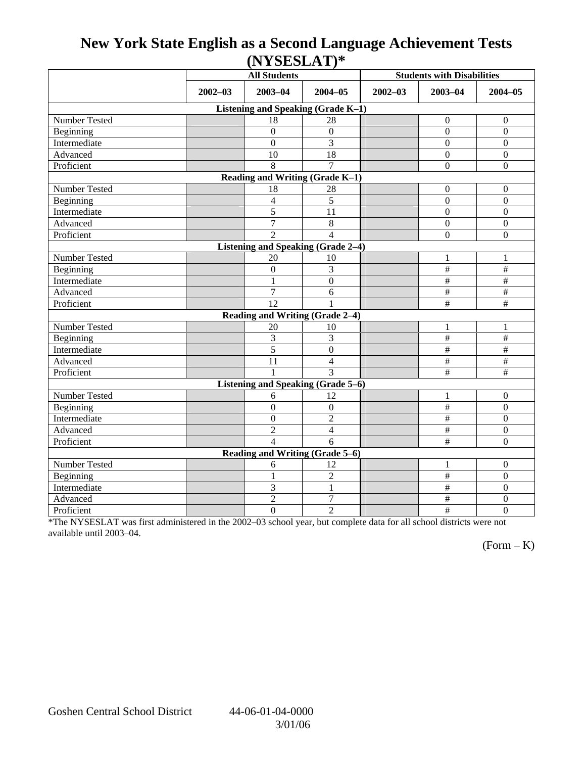# New York State English as a Second Language Achievement Tests (NYSESLAT)*

| | All Students | | | Students with Disabilities | | |
|---|---|---|---|---|---|---|
| | 2002–03 | 2003–04 | 2004–05 | 2002–03 | 2003–04 | 2004–05 |
| **Listening and Speaking (Grade K–1)** | | | | | | |
| Number Tested | | 18 | 28 | | 0 | 0 |
| Beginning | | 0 | 0 | | 0 | 0 |
| Intermediate | | 0 | 3 | | 0 | 0 |
| Advanced | | 10 | 18 | | 0 | 0 |
| Proficient | | 8 | 7 | | 0 | 0 |
| **Reading and Writing (Grade K–1)** | | | | | | |
| Number Tested | | 18 | 28 | | 0 | 0 |
| Beginning | | 4 | 5 | | 0 | 0 |
| Intermediate | | 5 | 11 | | 0 | 0 |
| Advanced | | 7 | 8 | | 0 | 0 |
| Proficient | | 2 | 4 | | 0 | 0 |
| **Listening and Speaking (Grade 2–4)** | | | | | | |
| Number Tested | | 20 | 10 | | 1 | 1 |
| Beginning | | 0 | 3 | | # | # |
| Intermediate | | 1 | 0 | | # | # |
| Advanced | | 7 | 6 | | # | # |
| Proficient | | 12 | 1 | | # | # |
| **Reading and Writing (Grade 2–4)** | | | | | | |
| Number Tested | | 20 | 10 | | 1 | 1 |
| Beginning | | 3 | 3 | | # | # |
| Intermediate | | 5 | 0 | | # | # |
| Advanced | | 11 | 4 | | # | # |
| Proficient | | 1 | 3 | | # | # |
| **Listening and Speaking (Grade 5–6)** | | | | | | |
| Number Tested | | 6 | 12 | | 1 | 0 |
| Beginning | | 0 | 0 | | # | 0 |
| Intermediate | | 0 | 2 | | # | 0 |
| Advanced | | 2 | 4 | | # | 0 |
| Proficient | | 4 | 6 | | # | 0 |
| **Reading and Writing (Grade 5–6)** | | | | | | |
| Number Tested | | 6 | 12 | | 1 | 0 |
| Beginning | | 1 | 2 | | # | 0 |
| Intermediate | | 3 | 1 | | # | 0 |
| Advanced | | 2 | 7 | | # | 0 |
| Proficient | | 0 | 2 | | # | 0 |

*The NYSESLAT was first administered in the 2002–03 school year, but complete data for all school districts were not available until 2003–04.

(Form – K)

Goshen Central School District 44-06-01-04-0000

3/01/06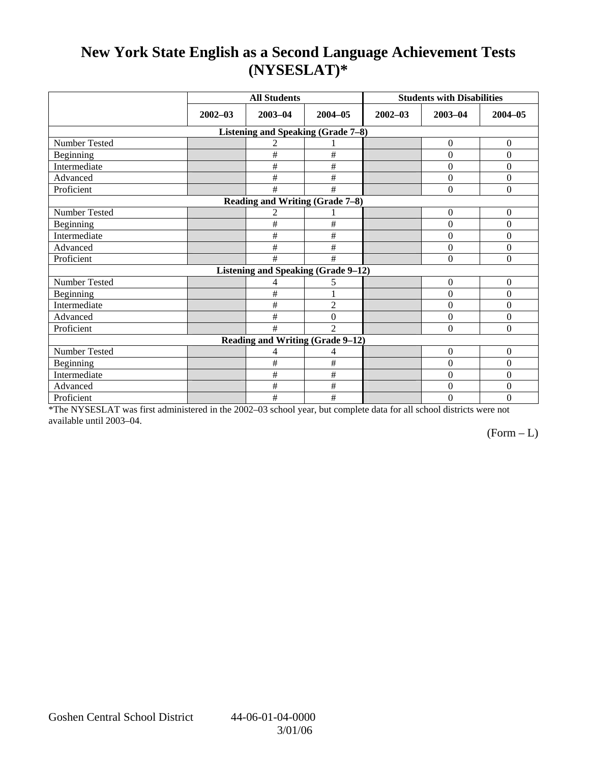# New York State English as a Second Language Achievement Tests (NYSESLAT)*

| | All Students | | | Students with Disabilities | | |
|---|---|---|---|---|---|---|
| | 2002–03 | 2003–04 | 2004–05 | 2002–03 | 2003–04 | 2004–05 |
| **Listening and Speaking (Grade 7–8)** | | | | | | |
| Number Tested | | 2 | 1 | | 0 | 0 |
| Beginning | | # | # | | 0 | 0 |
| Intermediate | | # | # | | 0 | 0 |
| Advanced | | # | # | | 0 | 0 |
| Proficient | | # | # | | 0 | 0 |
| **Reading and Writing (Grade 7–8)** | | | | | | |
| Number Tested | | 2 | 1 | | 0 | 0 |
| Beginning | | # | # | | 0 | 0 |
| Intermediate | | # | # | | 0 | 0 |
| Advanced | | # | # | | 0 | 0 |
| Proficient | | # | # | | 0 | 0 |
| **Listening and Speaking (Grade 9–12)** | | | | | | |
| Number Tested | | 4 | 5 | | 0 | 0 |
| Beginning | | # | 1 | | 0 | 0 |
| Intermediate | | # | 2 | | 0 | 0 |
| Advanced | | # | 0 | | 0 | 0 |
| Proficient | | # | 2 | | 0 | 0 |
| **Reading and Writing (Grade 9–12)** | | | | | | |
| Number Tested | | 4 | 4 | | 0 | 0 |
| Beginning | | # | # | | 0 | 0 |
| Intermediate | | # | # | | 0 | 0 |
| Advanced | | # | # | | 0 | 0 |
| Proficient | | # | # | | 0 | 0 |

*The NYSESLAT was first administered in the 2002–03 school year, but complete data for all school districts were not available until 2003–04.

(Form – L)

Goshen Central School District 44-06-01-04-0000 3/01/06